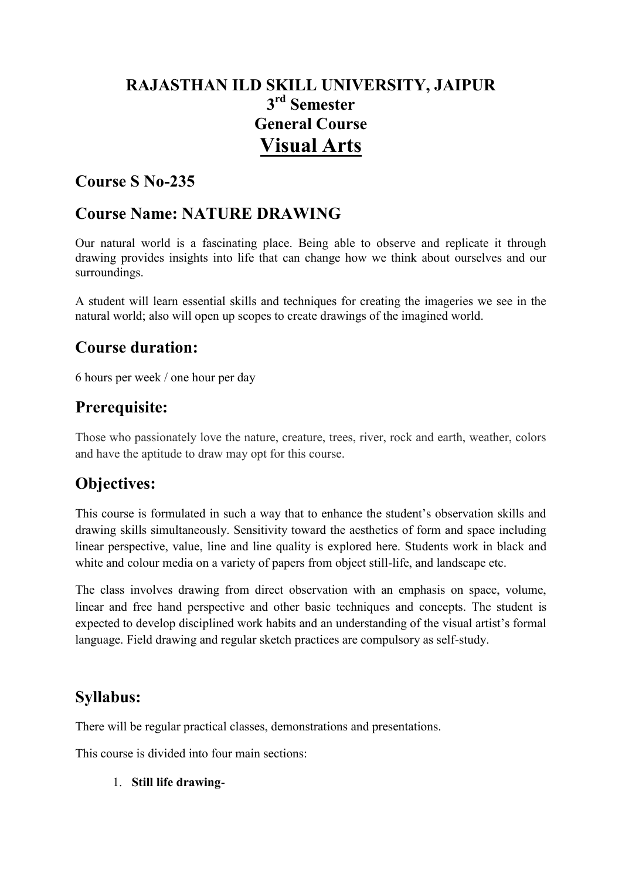# RAJASTHAN ILD SKILL UNIVERSITY, JAIPUR

## 3rd Semester

## General Course

# Visual Arts

## Course S No-235

## Course Name: NATURE DRAWING

Our natural world is a fascinating place. Being able to observe and replicate it through drawing provides insights into life that can change how we think about ourselves and our surroundings.

A student will learn essential skills and techniques for creating the imageries we see in the natural world; also will open up scopes to create drawings of the imagined world.

## Course duration:

6 hours per week / one hour per day

## Prerequisite:

Those who passionately love the nature, creature, trees, river, rock and earth, weather, colors and have the aptitude to draw may opt for this course.

## Objectives:

This course is formulated in such a way that to enhance the student's observation skills and drawing skills simultaneously. Sensitivity toward the aesthetics of form and space including linear perspective, value, line and line quality is explored here. Students work in black and white and colour media on a variety of papers from object still-life, and landscape etc.

The class involves drawing from direct observation with an emphasis on space, volume, linear and free hand perspective and other basic techniques and concepts. The student is expected to develop disciplined work habits and an understanding of the visual artist's formal language. Field drawing and regular sketch practices are compulsory as self-study.

## Syllabus:

There will be regular practical classes, demonstrations and presentations.

This course is divided into four main sections:

1. **Still life drawing**-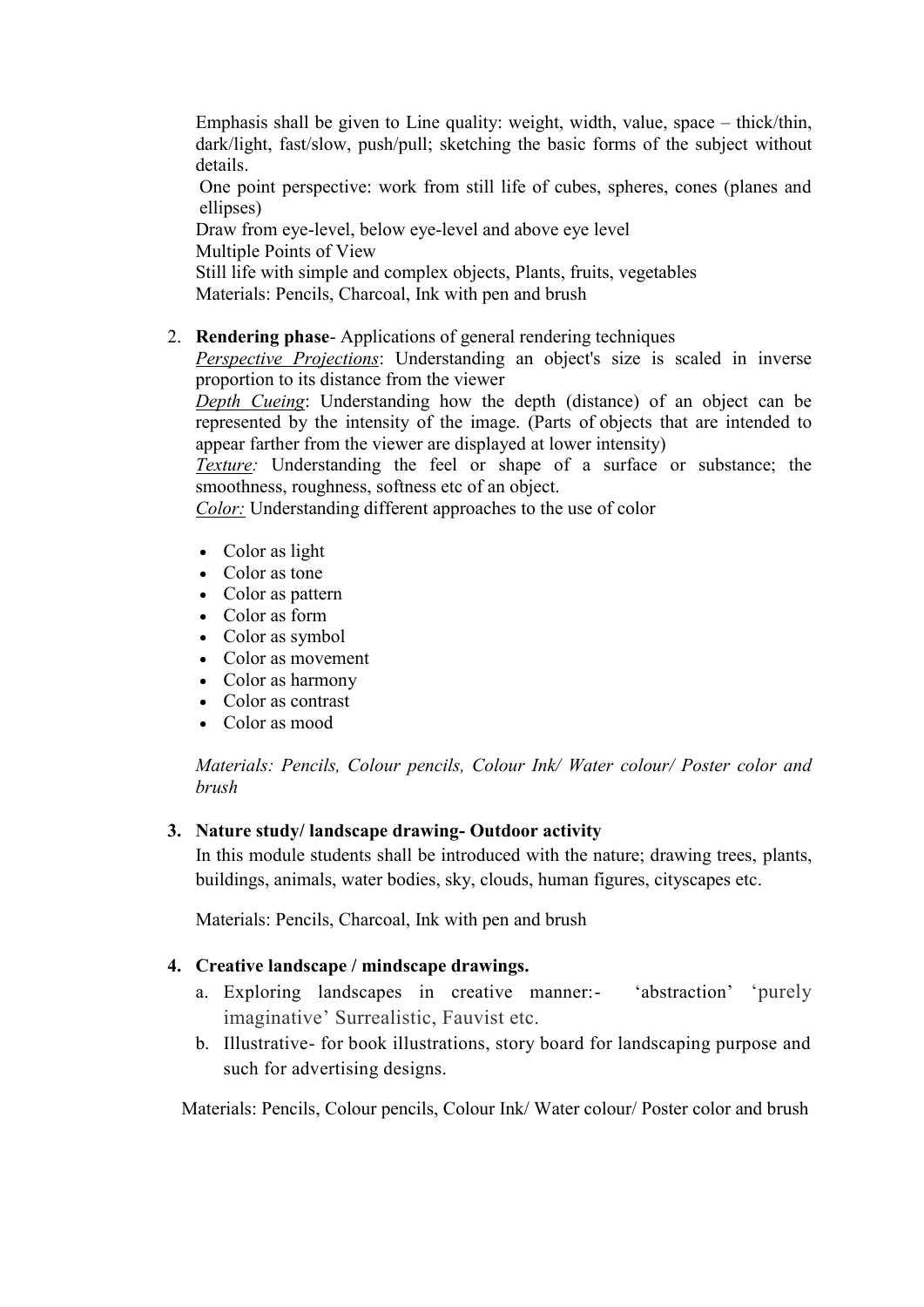Emphasis shall be given to Line quality: weight, width, value, space – thick/thin, dark/light, fast/slow, push/pull; sketching the basic forms of the subject without details.

One point perspective: work from still life of cubes, spheres, cones (planes and ellipses)

Draw from eye-level, below eye-level and above eye level

Multiple Points of View

Still life with simple and complex objects, Plants, fruits, vegetables

Materials: Pencils, Charcoal, Ink with pen and brush

2. **Rendering phase**- Applications of general rendering techniques

   *Perspective Projections*: Understanding an object's size is scaled in inverse proportion to its distance from the viewer

   *Depth Cueing*: Understanding how the depth (distance) of an object can be represented by the intensity of the image. (Parts of objects that are intended to appear farther from the viewer are displayed at lower intensity)

   *Texture:* Understanding the feel or shape of a surface or substance; the smoothness, roughness, softness etc of an object.

   *Color:* Understanding different approaches to the use of color

   - Color as light
   - Color as tone
   - Color as pattern
   - Color as form
   - Color as symbol
   - Color as movement
   - Color as harmony
   - Color as contrast
   - Color as mood

   *Materials: Pencils, Colour pencils, Colour Ink/ Water colour/ Poster color and brush*

3. **Nature study/ landscape drawing- Outdoor activity**

   In this module students shall be introduced with the nature; drawing trees, plants, buildings, animals, water bodies, sky, clouds, human figures, cityscapes etc.

   Materials: Pencils, Charcoal, Ink with pen and brush

4. **Creative landscape / mindscape drawings.**

   a. Exploring landscapes in creative manner:- 'abstraction' 'purely imaginative' Surrealistic, Fauvist etc.
   b. Illustrative- for book illustrations, story board for landscaping purpose and such for advertising designs.

Materials: Pencils, Colour pencils, Colour Ink/ Water colour/ Poster color and brush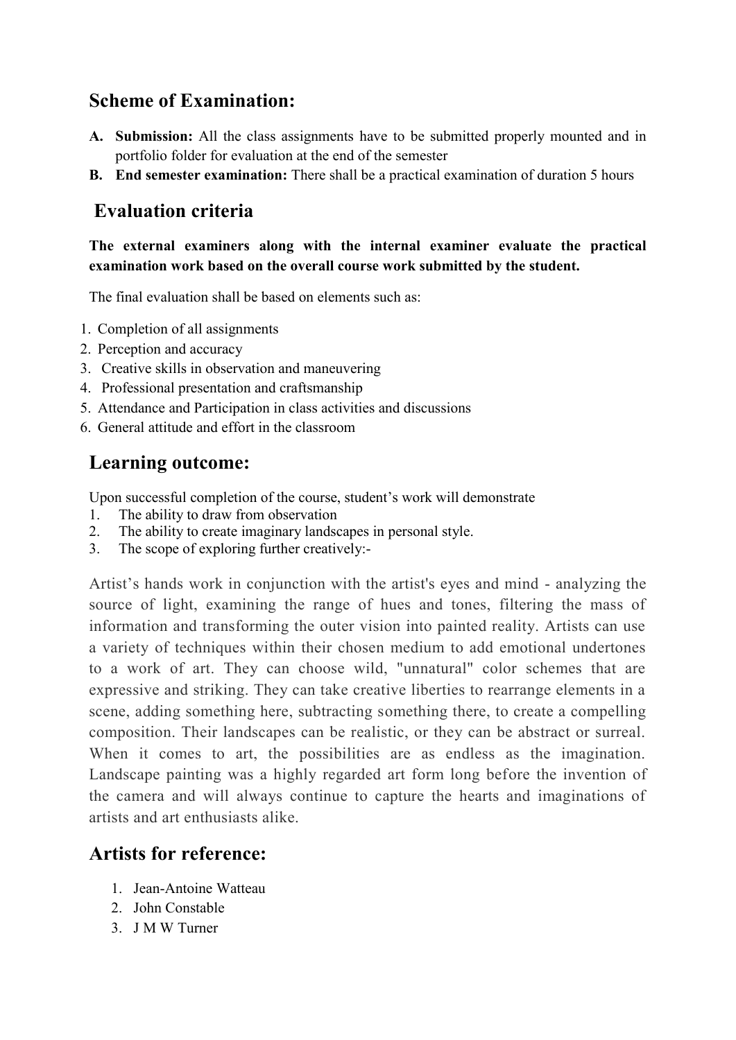## Scheme of Examination:

**A. Submission:** All the class assignments have to be submitted properly mounted and in portfolio folder for evaluation at the end of the semester

**B. End semester examination:** There shall be a practical examination of duration 5 hours

## Evaluation criteria

**The external examiners along with the internal examiner evaluate the practical examination work based on the overall course work submitted by the student.**

The final evaluation shall be based on elements such as:

1. Completion of all assignments
2. Perception and accuracy
3. Creative skills in observation and maneuvering
4. Professional presentation and craftsmanship
5. Attendance and Participation in class activities and discussions
6. General attitude and effort in the classroom

## Learning outcome:

Upon successful completion of the course, student's work will demonstrate

1. The ability to draw from observation
2. The ability to create imaginary landscapes in personal style.
3. The scope of exploring further creatively:-

Artist's hands work in conjunction with the artist's eyes and mind - analyzing the source of light, examining the range of hues and tones, filtering the mass of information and transforming the outer vision into painted reality. Artists can use a variety of techniques within their chosen medium to add emotional undertones to a work of art. They can choose wild, "unnatural" color schemes that are expressive and striking. They can take creative liberties to rearrange elements in a scene, adding something here, subtracting something there, to create a compelling composition. Their landscapes can be realistic, or they can be abstract or surreal. When it comes to art, the possibilities are as endless as the imagination. Landscape painting was a highly regarded art form long before the invention of the camera and will always continue to capture the hearts and imaginations of artists and art enthusiasts alike.

## Artists for reference:

1. Jean-Antoine Watteau
2. John Constable
3. J M W Turner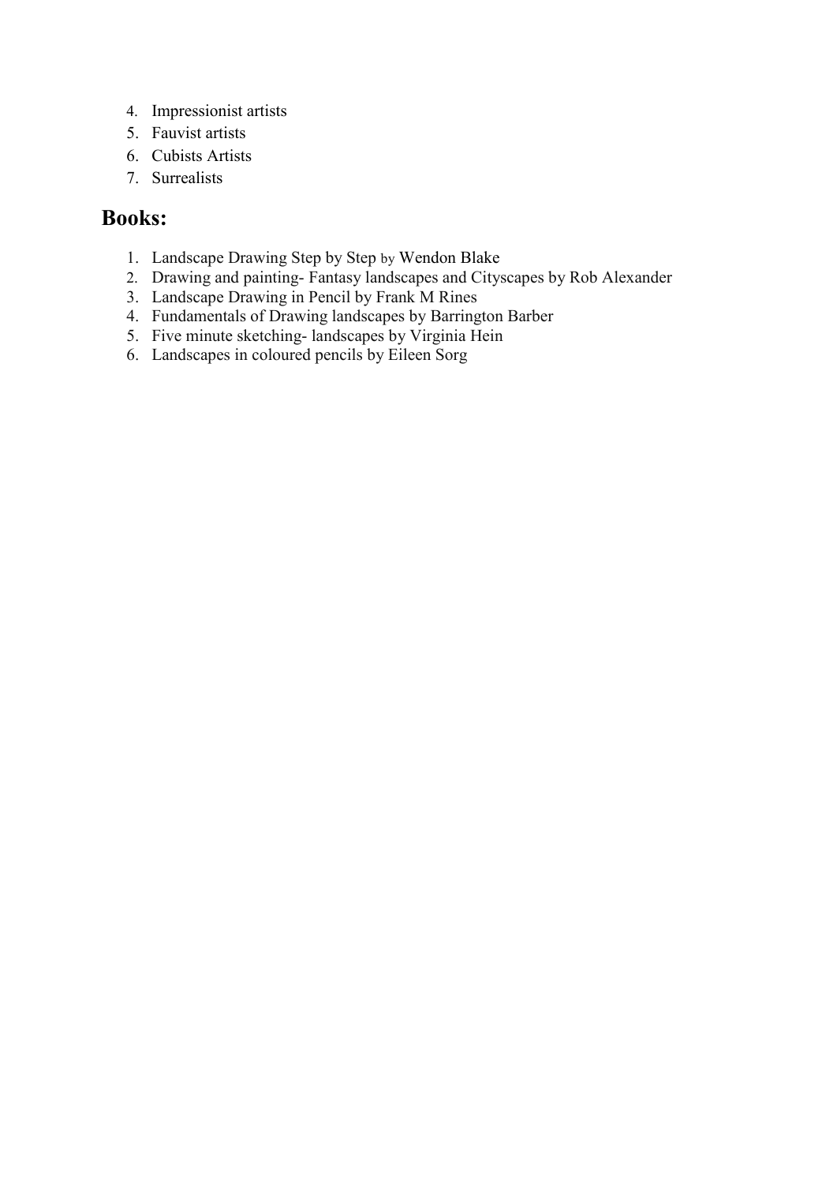4. Impressionist artists
5. Fauvist artists
6. Cubists Artists
7. Surrealists

## Books:

1. Landscape Drawing Step by Step by Wendon Blake
2. Drawing and painting- Fantasy landscapes and Cityscapes by Rob Alexander
3. Landscape Drawing in Pencil by Frank M Rines
4. Fundamentals of Drawing landscapes by Barrington Barber
5. Five minute sketching- landscapes by Virginia Hein
6. Landscapes in coloured pencils by Eileen Sorg